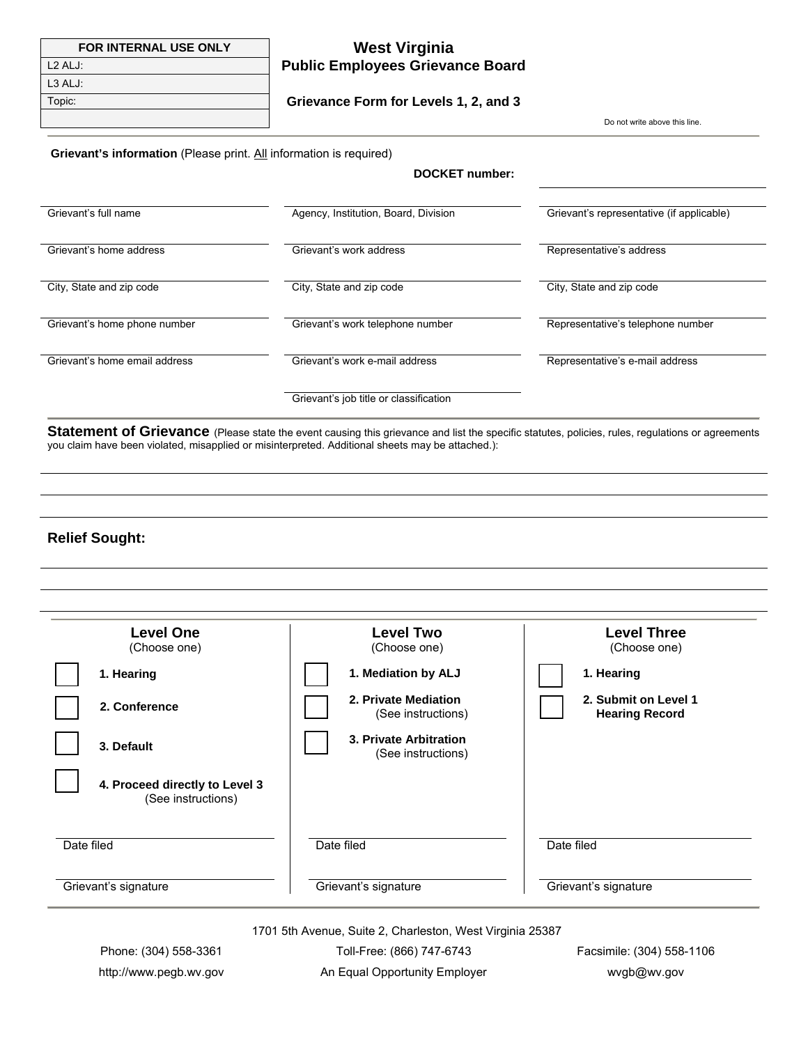| FOR INTERNAL USE ONLY |
|---|
| L2 ALJ: |
| L3 ALJ: |
| Topic: |
| |

# West Virginia Public Employees Grievance Board

## Grievance Form for Levels 1, 2, and 3

Do not write above this line.

**Grievant's information** (Please print. All information is required)

**DOCKET number:** ______________________

| | | |
|---|---|---|
| Grievant's full name | Agency, Institution, Board, Division | Grievant's representative (if applicable) |
| Grievant's home address | Grievant's work address | Representative's address |
| City, State and zip code | City, State and zip code | City, State and zip code |
| Grievant's home phone number | Grievant's work telephone number | Representative's telephone number |
| Grievant's home email address | Grievant's work e-mail address | Representative's e-mail address |
| | Grievant's job title or classification | |

**Statement of Grievance** (Please state the event causing this grievance and list the specific statutes, policies, rules, regulations or agreements you claim have been violated, misapplied or misinterpreted. Additional sheets may be attached.):

______________________________________________________________________

______________________________________________________________________

______________________________________________________________________

**Relief Sought:**

______________________________________________________________________

______________________________________________________________________

______________________________________________________________________

| **Level One** (Choose one) | **Level Two** (Choose one) | **Level Three** (Choose one) |
|---|---|---|
| ☐ **1. Hearing** | ☐ **1. Mediation by ALJ** | ☐ **1. Hearing** |
| ☐ **2. Conference** | ☐ **2. Private Mediation** (See instructions) | ☐ **2. Submit on Level 1 Hearing Record** |
| ☐ **3. Default** | ☐ **3. Private Arbitration** (See instructions) | |
| ☐ **4. Proceed directly to Level 3** (See instructions) | | |
| Date filed | Date filed | Date filed |
| Grievant's signature | Grievant's signature | Grievant's signature |

1701 5th Avenue, Suite 2, Charleston, West Virginia 25387

Phone: (304) 558-3361 | Toll-Free: (866) 747-6743 | Facsimile: (304) 558-1106

http://www.pegb.wv.gov | An Equal Opportunity Employer | wvgb@wv.gov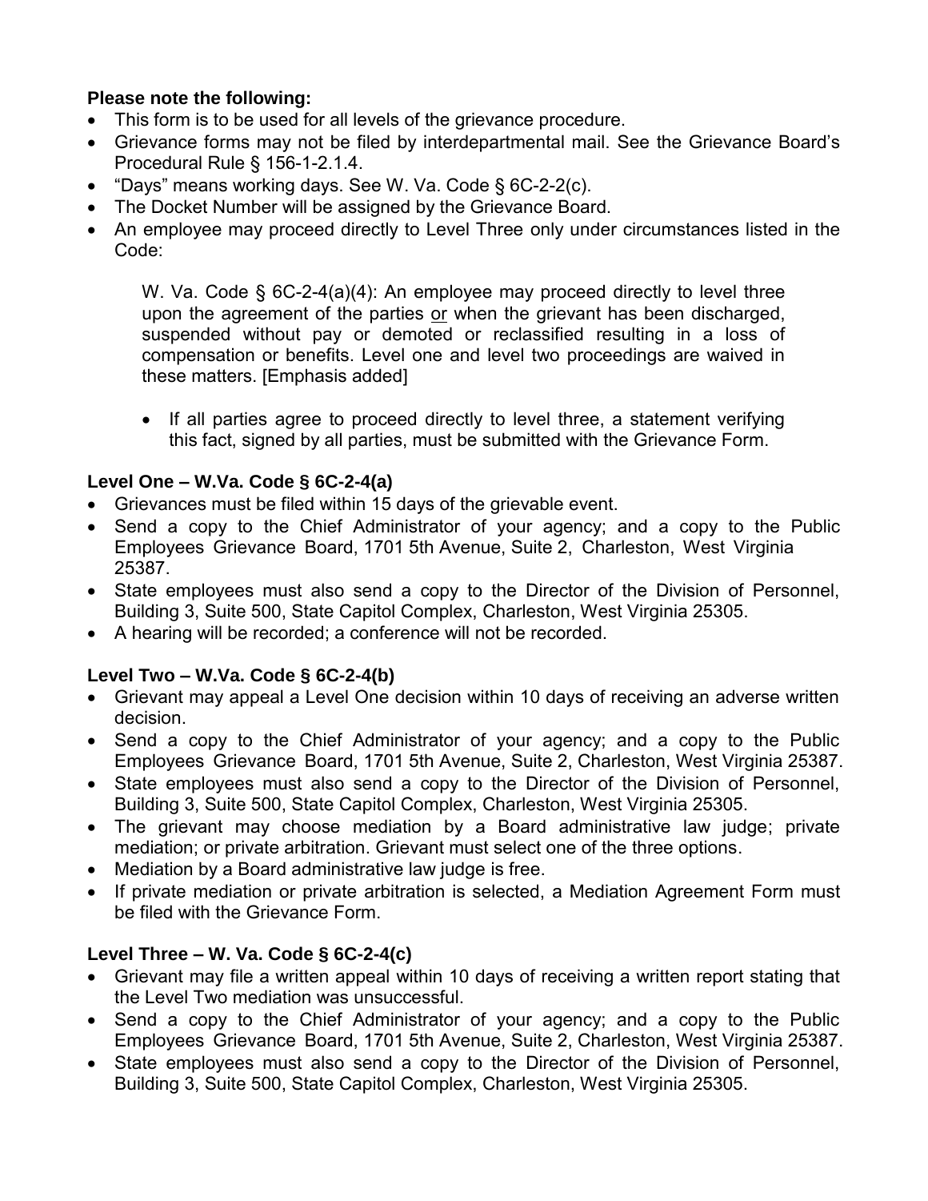**Please note the following:**

- This form is to be used for all levels of the grievance procedure.
- Grievance forms may not be filed by interdepartmental mail. See the Grievance Board's Procedural Rule § 156-1-2.1.4.
- "Days" means working days. See W. Va. Code § 6C-2-2(c).
- The Docket Number will be assigned by the Grievance Board.
- An employee may proceed directly to Level Three only under circumstances listed in the Code:

  > W. Va. Code § 6C-2-4(a)(4): An employee may proceed directly to level three upon the agreement of the parties or when the grievant has been discharged, suspended without pay or demoted or reclassified resulting in a loss of compensation or benefits. Level one and level two proceedings are waived in these matters. [Emphasis added]

  - If all parties agree to proceed directly to level three, a statement verifying this fact, signed by all parties, must be submitted with the Grievance Form.

**Level One – W.Va. Code § 6C-2-4(a)**

- Grievances must be filed within 15 days of the grievable event.
- Send a copy to the Chief Administrator of your agency; and a copy to the Public Employees Grievance Board, 1701 5th Avenue, Suite 2, Charleston, West Virginia 25387.
- State employees must also send a copy to the Director of the Division of Personnel, Building 3, Suite 500, State Capitol Complex, Charleston, West Virginia 25305.
- A hearing will be recorded; a conference will not be recorded.

**Level Two – W.Va. Code § 6C-2-4(b)**

- Grievant may appeal a Level One decision within 10 days of receiving an adverse written decision.
- Send a copy to the Chief Administrator of your agency; and a copy to the Public Employees Grievance Board, 1701 5th Avenue, Suite 2, Charleston, West Virginia 25387.
- State employees must also send a copy to the Director of the Division of Personnel, Building 3, Suite 500, State Capitol Complex, Charleston, West Virginia 25305.
- The grievant may choose mediation by a Board administrative law judge; private mediation; or private arbitration. Grievant must select one of the three options.
- Mediation by a Board administrative law judge is free.
- If private mediation or private arbitration is selected, a Mediation Agreement Form must be filed with the Grievance Form.

**Level Three – W. Va. Code § 6C-2-4(c)**

- Grievant may file a written appeal within 10 days of receiving a written report stating that the Level Two mediation was unsuccessful.
- Send a copy to the Chief Administrator of your agency; and a copy to the Public Employees Grievance Board, 1701 5th Avenue, Suite 2, Charleston, West Virginia 25387.
- State employees must also send a copy to the Director of the Division of Personnel, Building 3, Suite 500, State Capitol Complex, Charleston, West Virginia 25305.